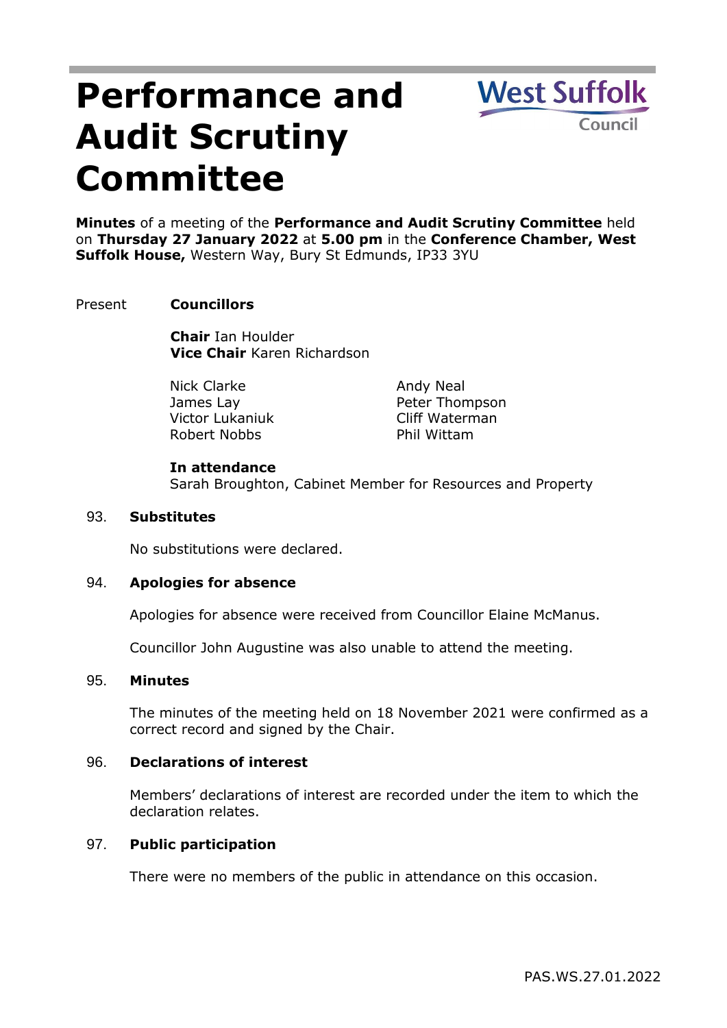# Performance and Audit Scrutiny Committee

West Suffolk Council

**Minutes** of a meeting of the **Performance and Audit Scrutiny Committee** held on **Thursday 27 January 2022** at **5.00 pm** in the **Conference Chamber, West Suffolk House,** Western Way, Bury St Edmunds, IP33 3YU

Present **Councillors**

**Chair** Ian Houlder
**Vice Chair** Karen Richardson

Nick Clarke
James Lay
Victor Lukaniuk
Robert Nobbs
Andy Neal
Peter Thompson
Cliff Waterman
Phil Wittam

**In attendance**
Sarah Broughton, Cabinet Member for Resources and Property

## 93. Substitutes

No substitutions were declared.

## 94. Apologies for absence

Apologies for absence were received from Councillor Elaine McManus.

Councillor John Augustine was also unable to attend the meeting.

## 95. Minutes

The minutes of the meeting held on 18 November 2021 were confirmed as a correct record and signed by the Chair.

## 96. Declarations of interest

Members' declarations of interest are recorded under the item to which the declaration relates.

## 97. Public participation

There were no members of the public in attendance on this occasion.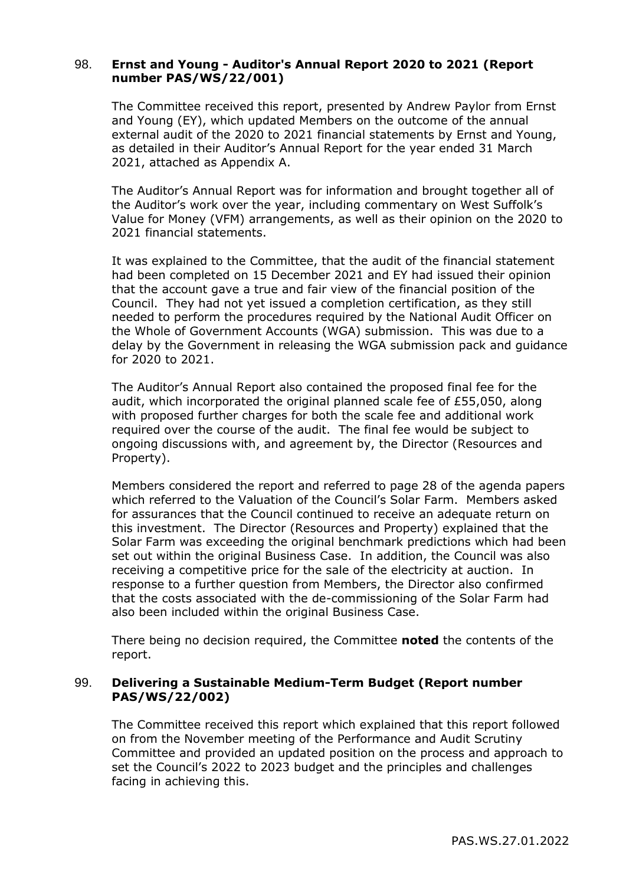## 98. Ernst and Young - Auditor's Annual Report 2020 to 2021 (Report number PAS/WS/22/001)

The Committee received this report, presented by Andrew Paylor from Ernst and Young (EY), which updated Members on the outcome of the annual external audit of the 2020 to 2021 financial statements by Ernst and Young, as detailed in their Auditor's Annual Report for the year ended 31 March 2021, attached as Appendix A.

The Auditor's Annual Report was for information and brought together all of the Auditor's work over the year, including commentary on West Suffolk's Value for Money (VFM) arrangements, as well as their opinion on the 2020 to 2021 financial statements.

It was explained to the Committee, that the audit of the financial statement had been completed on 15 December 2021 and EY had issued their opinion that the account gave a true and fair view of the financial position of the Council. They had not yet issued a completion certification, as they still needed to perform the procedures required by the National Audit Officer on the Whole of Government Accounts (WGA) submission. This was due to a delay by the Government in releasing the WGA submission pack and guidance for 2020 to 2021.

The Auditor's Annual Report also contained the proposed final fee for the audit, which incorporated the original planned scale fee of £55,050, along with proposed further charges for both the scale fee and additional work required over the course of the audit. The final fee would be subject to ongoing discussions with, and agreement by, the Director (Resources and Property).

Members considered the report and referred to page 28 of the agenda papers which referred to the Valuation of the Council's Solar Farm. Members asked for assurances that the Council continued to receive an adequate return on this investment. The Director (Resources and Property) explained that the Solar Farm was exceeding the original benchmark predictions which had been set out within the original Business Case. In addition, the Council was also receiving a competitive price for the sale of the electricity at auction. In response to a further question from Members, the Director also confirmed that the costs associated with the de-commissioning of the Solar Farm had also been included within the original Business Case.

There being no decision required, the Committee **noted** the contents of the report.

## 99. Delivering a Sustainable Medium-Term Budget (Report number PAS/WS/22/002)

The Committee received this report which explained that this report followed on from the November meeting of the Performance and Audit Scrutiny Committee and provided an updated position on the process and approach to set the Council's 2022 to 2023 budget and the principles and challenges facing in achieving this.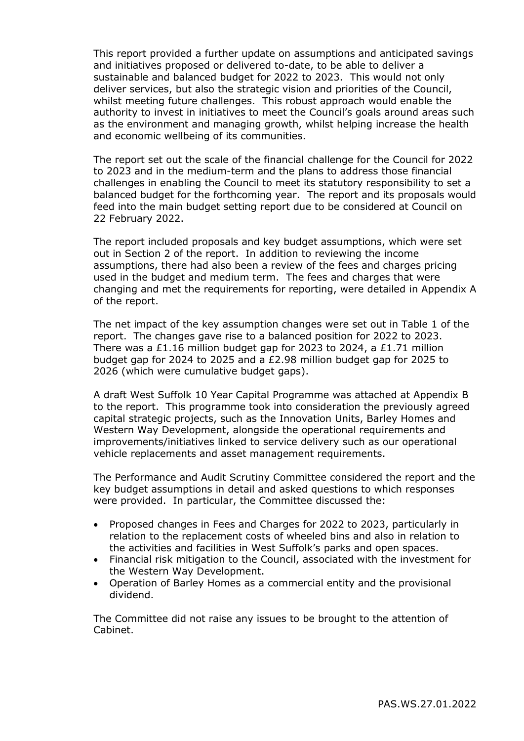This report provided a further update on assumptions and anticipated savings and initiatives proposed or delivered to-date, to be able to deliver a sustainable and balanced budget for 2022 to 2023. This would not only deliver services, but also the strategic vision and priorities of the Council, whilst meeting future challenges. This robust approach would enable the authority to invest in initiatives to meet the Council's goals around areas such as the environment and managing growth, whilst helping increase the health and economic wellbeing of its communities.

The report set out the scale of the financial challenge for the Council for 2022 to 2023 and in the medium-term and the plans to address those financial challenges in enabling the Council to meet its statutory responsibility to set a balanced budget for the forthcoming year. The report and its proposals would feed into the main budget setting report due to be considered at Council on 22 February 2022.

The report included proposals and key budget assumptions, which were set out in Section 2 of the report. In addition to reviewing the income assumptions, there had also been a review of the fees and charges pricing used in the budget and medium term. The fees and charges that were changing and met the requirements for reporting, were detailed in Appendix A of the report.

The net impact of the key assumption changes were set out in Table 1 of the report. The changes gave rise to a balanced position for 2022 to 2023. There was a £1.16 million budget gap for 2023 to 2024, a £1.71 million budget gap for 2024 to 2025 and a £2.98 million budget gap for 2025 to 2026 (which were cumulative budget gaps).

A draft West Suffolk 10 Year Capital Programme was attached at Appendix B to the report. This programme took into consideration the previously agreed capital strategic projects, such as the Innovation Units, Barley Homes and Western Way Development, alongside the operational requirements and improvements/initiatives linked to service delivery such as our operational vehicle replacements and asset management requirements.

The Performance and Audit Scrutiny Committee considered the report and the key budget assumptions in detail and asked questions to which responses were provided. In particular, the Committee discussed the:

- Proposed changes in Fees and Charges for 2022 to 2023, particularly in relation to the replacement costs of wheeled bins and also in relation to the activities and facilities in West Suffolk's parks and open spaces.
- Financial risk mitigation to the Council, associated with the investment for the Western Way Development.
- Operation of Barley Homes as a commercial entity and the provisional dividend.

The Committee did not raise any issues to be brought to the attention of Cabinet.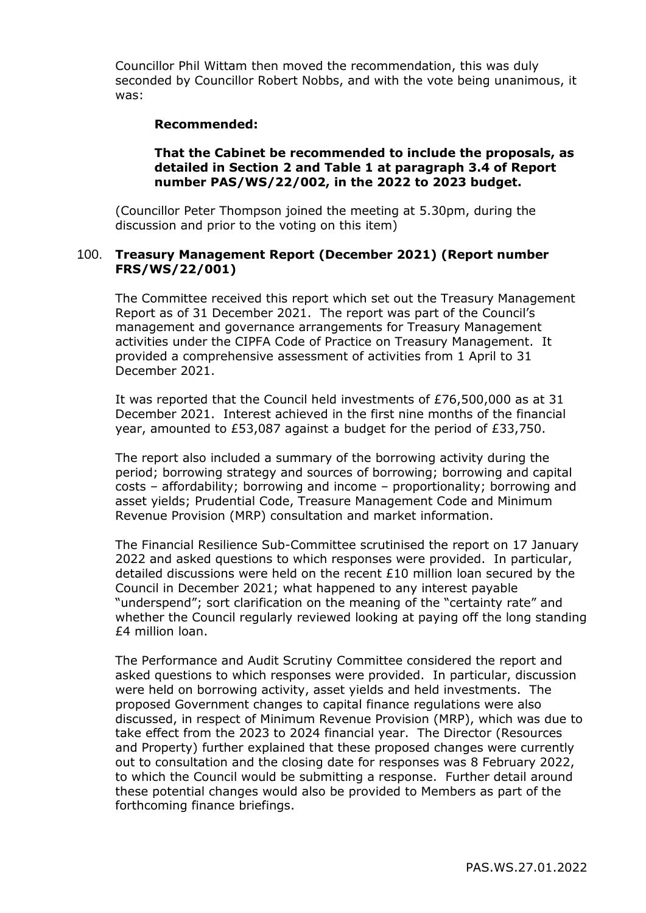Councillor Phil Wittam then moved the recommendation, this was duly seconded by Councillor Robert Nobbs, and with the vote being unanimous, it was:

**Recommended:**

**That the Cabinet be recommended to include the proposals, as detailed in Section 2 and Table 1 at paragraph 3.4 of Report number PAS/WS/22/002, in the 2022 to 2023 budget.**

(Councillor Peter Thompson joined the meeting at 5.30pm, during the discussion and prior to the voting on this item)

100. **Treasury Management Report (December 2021) (Report number FRS/WS/22/001)**

The Committee received this report which set out the Treasury Management Report as of 31 December 2021. The report was part of the Council's management and governance arrangements for Treasury Management activities under the CIPFA Code of Practice on Treasury Management. It provided a comprehensive assessment of activities from 1 April to 31 December 2021.

It was reported that the Council held investments of £76,500,000 as at 31 December 2021. Interest achieved in the first nine months of the financial year, amounted to £53,087 against a budget for the period of £33,750.

The report also included a summary of the borrowing activity during the period; borrowing strategy and sources of borrowing; borrowing and capital costs – affordability; borrowing and income – proportionality; borrowing and asset yields; Prudential Code, Treasure Management Code and Minimum Revenue Provision (MRP) consultation and market information.

The Financial Resilience Sub-Committee scrutinised the report on 17 January 2022 and asked questions to which responses were provided. In particular, detailed discussions were held on the recent £10 million loan secured by the Council in December 2021; what happened to any interest payable "underspend"; sort clarification on the meaning of the "certainty rate" and whether the Council regularly reviewed looking at paying off the long standing £4 million loan.

The Performance and Audit Scrutiny Committee considered the report and asked questions to which responses were provided. In particular, discussion were held on borrowing activity, asset yields and held investments. The proposed Government changes to capital finance regulations were also discussed, in respect of Minimum Revenue Provision (MRP), which was due to take effect from the 2023 to 2024 financial year. The Director (Resources and Property) further explained that these proposed changes were currently out to consultation and the closing date for responses was 8 February 2022, to which the Council would be submitting a response. Further detail around these potential changes would also be provided to Members as part of the forthcoming finance briefings.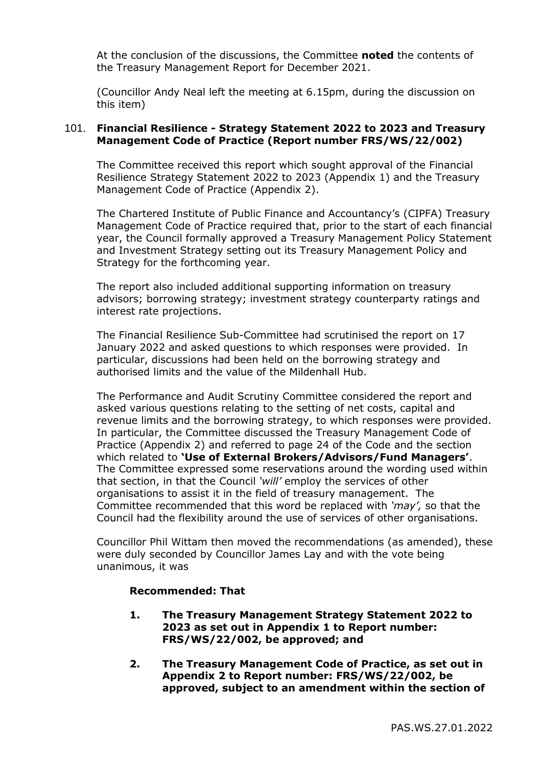At the conclusion of the discussions, the Committee **noted** the contents of the Treasury Management Report for December 2021.

(Councillor Andy Neal left the meeting at 6.15pm, during the discussion on this item)

101. **Financial Resilience - Strategy Statement 2022 to 2023 and Treasury Management Code of Practice (Report number FRS/WS/22/002)**

The Committee received this report which sought approval of the Financial Resilience Strategy Statement 2022 to 2023 (Appendix 1) and the Treasury Management Code of Practice (Appendix 2).

The Chartered Institute of Public Finance and Accountancy's (CIPFA) Treasury Management Code of Practice required that, prior to the start of each financial year, the Council formally approved a Treasury Management Policy Statement and Investment Strategy setting out its Treasury Management Policy and Strategy for the forthcoming year.

The report also included additional supporting information on treasury advisors; borrowing strategy; investment strategy counterparty ratings and interest rate projections.

The Financial Resilience Sub-Committee had scrutinised the report on 17 January 2022 and asked questions to which responses were provided. In particular, discussions had been held on the borrowing strategy and authorised limits and the value of the Mildenhall Hub.

The Performance and Audit Scrutiny Committee considered the report and asked various questions relating to the setting of net costs, capital and revenue limits and the borrowing strategy, to which responses were provided. In particular, the Committee discussed the Treasury Management Code of Practice (Appendix 2) and referred to page 24 of the Code and the section which related to **'Use of External Brokers/Advisors/Fund Managers'**. The Committee expressed some reservations around the wording used within that section, in that the Council *'will'* employ the services of other organisations to assist it in the field of treasury management. The Committee recommended that this word be replaced with *'may',* so that the Council had the flexibility around the use of services of other organisations.

Councillor Phil Wittam then moved the recommendations (as amended), these were duly seconded by Councillor James Lay and with the vote being unanimous, it was

**Recommended: That**

1. **The Treasury Management Strategy Statement 2022 to 2023 as set out in Appendix 1 to Report number: FRS/WS/22/002, be approved; and**
2. **The Treasury Management Code of Practice, as set out in Appendix 2 to Report number: FRS/WS/22/002, be approved, subject to an amendment within the section of**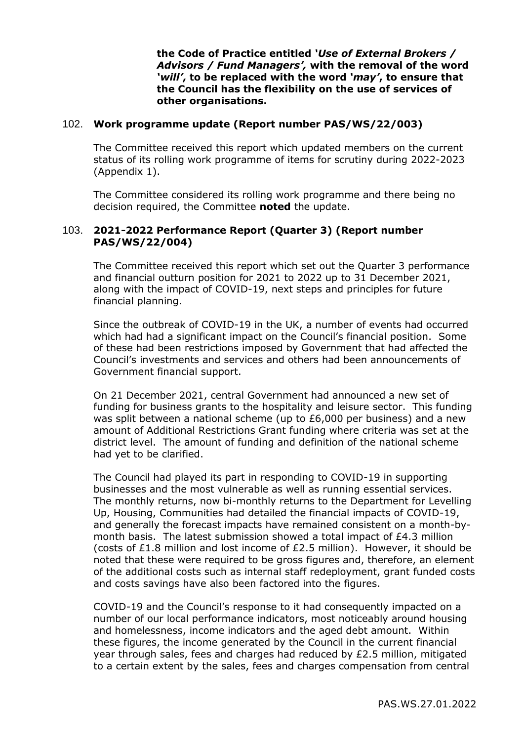**the Code of Practice entitled *'Use of External Brokers / Advisors / Fund Managers'*, with the removal of the word *'will'*, to be replaced with the word *'may'*, to ensure that the Council has the flexibility on the use of services of other organisations.**

## 102. Work programme update (Report number PAS/WS/22/003)

The Committee received this report which updated members on the current status of its rolling work programme of items for scrutiny during 2022-2023 (Appendix 1).

The Committee considered its rolling work programme and there being no decision required, the Committee **noted** the update.

## 103. 2021-2022 Performance Report (Quarter 3) (Report number PAS/WS/22/004)

The Committee received this report which set out the Quarter 3 performance and financial outturn position for 2021 to 2022 up to 31 December 2021, along with the impact of COVID-19, next steps and principles for future financial planning.

Since the outbreak of COVID-19 in the UK, a number of events had occurred which had had a significant impact on the Council's financial position. Some of these had been restrictions imposed by Government that had affected the Council's investments and services and others had been announcements of Government financial support.

On 21 December 2021, central Government had announced a new set of funding for business grants to the hospitality and leisure sector. This funding was split between a national scheme (up to £6,000 per business) and a new amount of Additional Restrictions Grant funding where criteria was set at the district level. The amount of funding and definition of the national scheme had yet to be clarified.

The Council had played its part in responding to COVID-19 in supporting businesses and the most vulnerable as well as running essential services. The monthly returns, now bi-monthly returns to the Department for Levelling Up, Housing, Communities had detailed the financial impacts of COVID-19, and generally the forecast impacts have remained consistent on a month-by-month basis. The latest submission showed a total impact of £4.3 million (costs of £1.8 million and lost income of £2.5 million). However, it should be noted that these were required to be gross figures and, therefore, an element of the additional costs such as internal staff redeployment, grant funded costs and costs savings have also been factored into the figures.

COVID-19 and the Council's response to it had consequently impacted on a number of our local performance indicators, most noticeably around housing and homelessness, income indicators and the aged debt amount. Within these figures, the income generated by the Council in the current financial year through sales, fees and charges had reduced by £2.5 million, mitigated to a certain extent by the sales, fees and charges compensation from central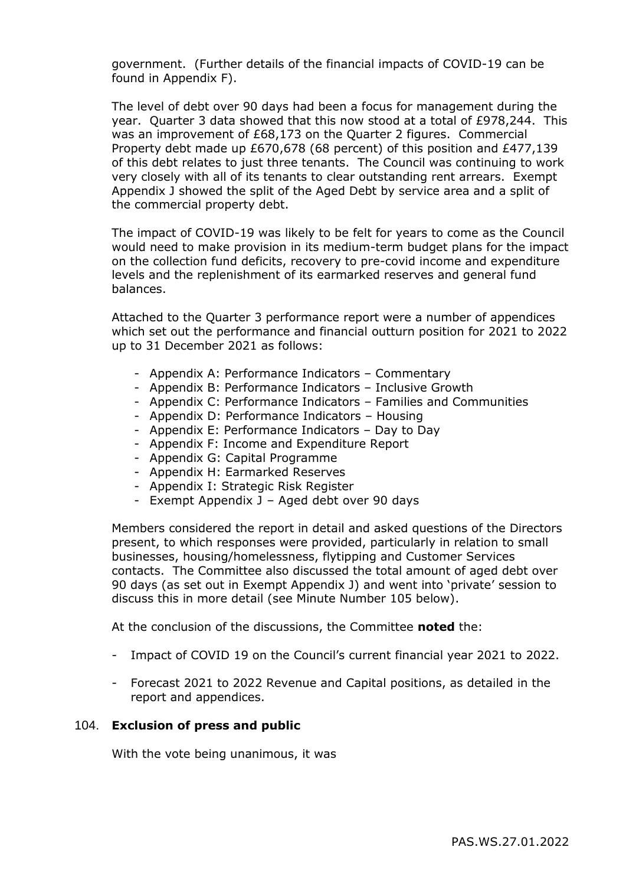government. (Further details of the financial impacts of COVID-19 can be found in Appendix F).

The level of debt over 90 days had been a focus for management during the year. Quarter 3 data showed that this now stood at a total of £978,244. This was an improvement of £68,173 on the Quarter 2 figures. Commercial Property debt made up £670,678 (68 percent) of this position and £477,139 of this debt relates to just three tenants. The Council was continuing to work very closely with all of its tenants to clear outstanding rent arrears. Exempt Appendix J showed the split of the Aged Debt by service area and a split of the commercial property debt.

The impact of COVID-19 was likely to be felt for years to come as the Council would need to make provision in its medium-term budget plans for the impact on the collection fund deficits, recovery to pre-covid income and expenditure levels and the replenishment of its earmarked reserves and general fund balances.

Attached to the Quarter 3 performance report were a number of appendices which set out the performance and financial outturn position for 2021 to 2022 up to 31 December 2021 as follows:

- Appendix A: Performance Indicators – Commentary
- Appendix B: Performance Indicators – Inclusive Growth
- Appendix C: Performance Indicators – Families and Communities
- Appendix D: Performance Indicators – Housing
- Appendix E: Performance Indicators – Day to Day
- Appendix F: Income and Expenditure Report
- Appendix G: Capital Programme
- Appendix H: Earmarked Reserves
- Appendix I: Strategic Risk Register
- Exempt Appendix J – Aged debt over 90 days

Members considered the report in detail and asked questions of the Directors present, to which responses were provided, particularly in relation to small businesses, housing/homelessness, flytipping and Customer Services contacts. The Committee also discussed the total amount of aged debt over 90 days (as set out in Exempt Appendix J) and went into 'private' session to discuss this in more detail (see Minute Number 105 below).

At the conclusion of the discussions, the Committee **noted** the:

- Impact of COVID 19 on the Council's current financial year 2021 to 2022.
- Forecast 2021 to 2022 Revenue and Capital positions, as detailed in the report and appendices.

## 104. **Exclusion of press and public**

With the vote being unanimous, it was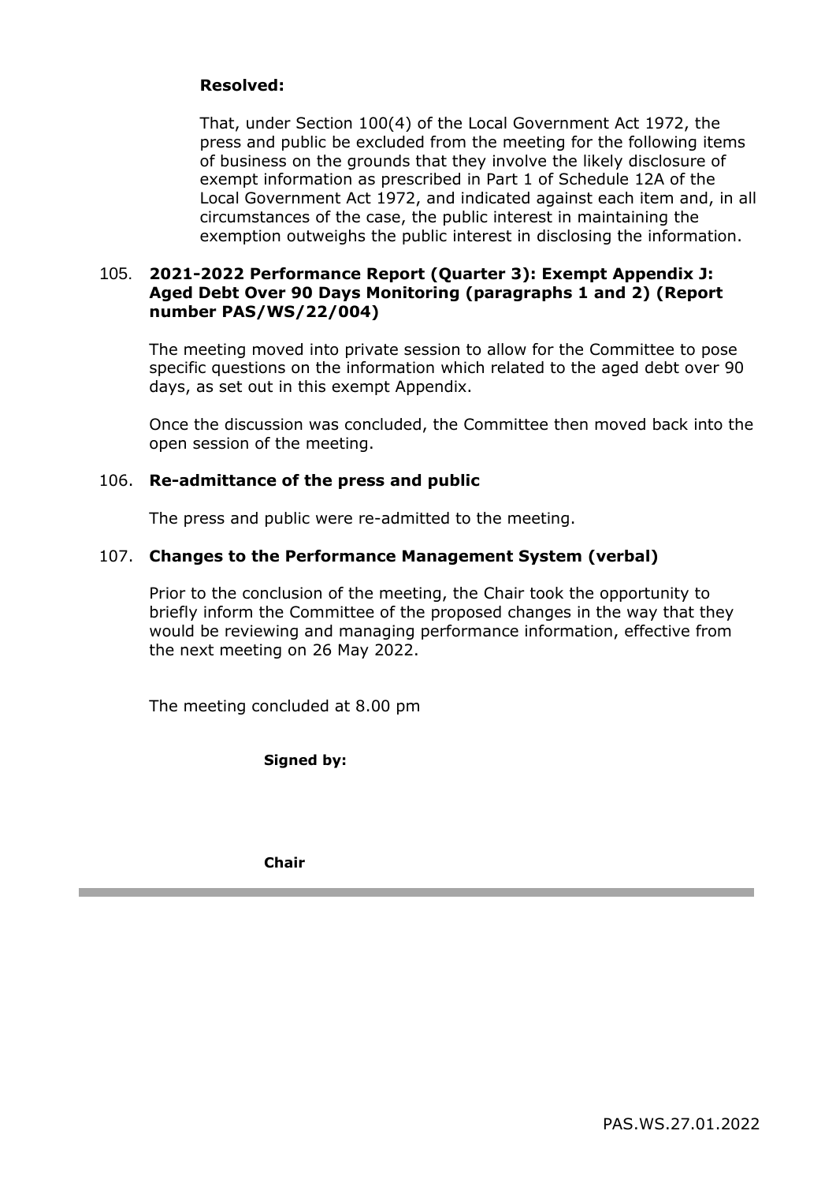**Resolved:**

That, under Section 100(4) of the Local Government Act 1972, the press and public be excluded from the meeting for the following items of business on the grounds that they involve the likely disclosure of exempt information as prescribed in Part 1 of Schedule 12A of the Local Government Act 1972, and indicated against each item and, in all circumstances of the case, the public interest in maintaining the exemption outweighs the public interest in disclosing the information.

### 105. 2021-2022 Performance Report (Quarter 3): Exempt Appendix J: Aged Debt Over 90 Days Monitoring (paragraphs 1 and 2) (Report number PAS/WS/22/004)

The meeting moved into private session to allow for the Committee to pose specific questions on the information which related to the aged debt over 90 days, as set out in this exempt Appendix.

Once the discussion was concluded, the Committee then moved back into the open session of the meeting.

### 106. Re-admittance of the press and public

The press and public were re-admitted to the meeting.

### 107. Changes to the Performance Management System (verbal)

Prior to the conclusion of the meeting, the Chair took the opportunity to briefly inform the Committee of the proposed changes in the way that they would be reviewing and managing performance information, effective from the next meeting on 26 May 2022.

The meeting concluded at 8.00 pm

**Signed by:**

**Chair**

PAS.WS.27.01.2022